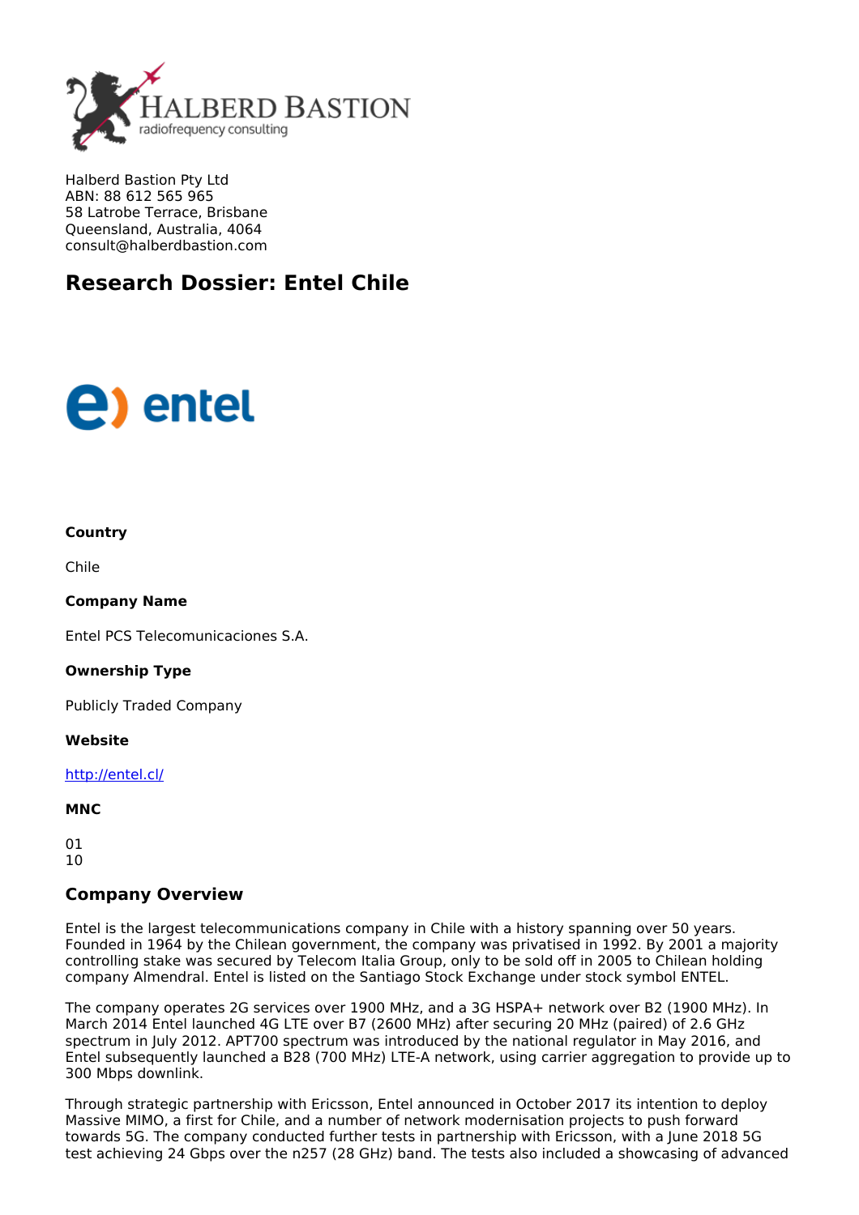Halberd Bastion Pty Ltd
ABN: 88 612 565 965
58 Latrobe Terrace, Brisbane
Queensland, Australia, 4064
consult@halberdbastion.com

# Research Dossier: Entel Chile

**Country**

Chile

**Company Name**

Entel PCS Telecomunicaciones S.A.

**Ownership Type**

Publicly Traded Company

**Website**

http://entel.cl/

**MNC**

01
10

## Company Overview

Entel is the largest telecommunications company in Chile with a history spanning over 50 years. Founded in 1964 by the Chilean government, the company was privatised in 1992. By 2001 a majority controlling stake was secured by Telecom Italia Group, only to be sold off in 2005 to Chilean holding company Almendral. Entel is listed on the Santiago Stock Exchange under stock symbol ENTEL.

The company operates 2G services over 1900 MHz, and a 3G HSPA+ network over B2 (1900 MHz). In March 2014 Entel launched 4G LTE over B7 (2600 MHz) after securing 20 MHz (paired) of 2.6 GHz spectrum in July 2012. APT700 spectrum was introduced by the national regulator in May 2016, and Entel subsequently launched a B28 (700 MHz) LTE-A network, using carrier aggregation to provide up to 300 Mbps downlink.

Through strategic partnership with Ericsson, Entel announced in October 2017 its intention to deploy Massive MIMO, a first for Chile, and a number of network modernisation projects to push forward towards 5G. The company conducted further tests in partnership with Ericsson, with a June 2018 5G test achieving 24 Gbps over the n257 (28 GHz) band. The tests also included a showcasing of advanced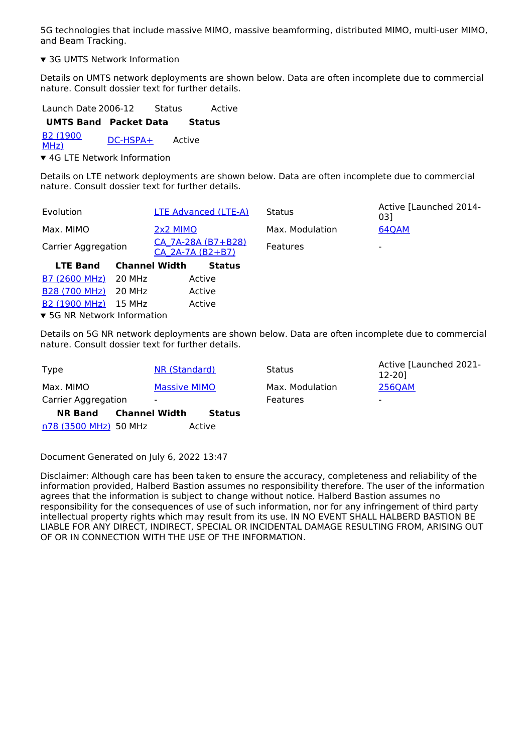5G technologies that include massive MIMO, massive beamforming, distributed MIMO, multi-user MIMO, and Beam Tracking.

▼ 3G UMTS Network Information

Details on UMTS network deployments are shown below. Data are often incomplete due to commercial nature. Consult dossier text for further details.

| | | | |
|---|---|---|---|
| Launch Date | 2006-12 | Status | Active |

| UMTS Band | Packet Data | Status |
|---|---|---|
| B2 (1900 MHz) | DC-HSPA+ | Active |

▼ 4G LTE Network Information

Details on LTE network deployments are shown below. Data are often incomplete due to commercial nature. Consult dossier text for further details.

| | | | |
|---|---|---|---|
| Evolution | LTE Advanced (LTE-A) | Status | Active [Launched 2014-03] |
| Max. MIMO | 2x2 MIMO | Max. Modulation | 64QAM |
| Carrier Aggregation | CA_7A-28A (B7+B28) CA_2A-7A (B2+B7) | Features | - |

| LTE Band | Channel Width | Status |
|---|---|---|
| B7 (2600 MHz) | 20 MHz | Active |
| B28 (700 MHz) | 20 MHz | Active |
| B2 (1900 MHz) | 15 MHz | Active |

▼ 5G NR Network Information

Details on 5G NR network deployments are shown below. Data are often incomplete due to commercial nature. Consult dossier text for further details.

| | | | |
|---|---|---|---|
| Type | NR (Standard) | Status | Active [Launched 2021-12-20] |
| Max. MIMO | Massive MIMO | Max. Modulation | 256QAM |
| Carrier Aggregation | - | Features | - |

| NR Band | Channel Width | Status |
|---|---|---|
| n78 (3500 MHz) | 50 MHz | Active |

Document Generated on July 6, 2022 13:47

Disclaimer: Although care has been taken to ensure the accuracy, completeness and reliability of the information provided, Halberd Bastion assumes no responsibility therefore. The user of the information agrees that the information is subject to change without notice. Halberd Bastion assumes no responsibility for the consequences of use of such information, nor for any infringement of third party intellectual property rights which may result from its use. IN NO EVENT SHALL HALBERD BASTION BE LIABLE FOR ANY DIRECT, INDIRECT, SPECIAL OR INCIDENTAL DAMAGE RESULTING FROM, ARISING OUT OF OR IN CONNECTION WITH THE USE OF THE INFORMATION.